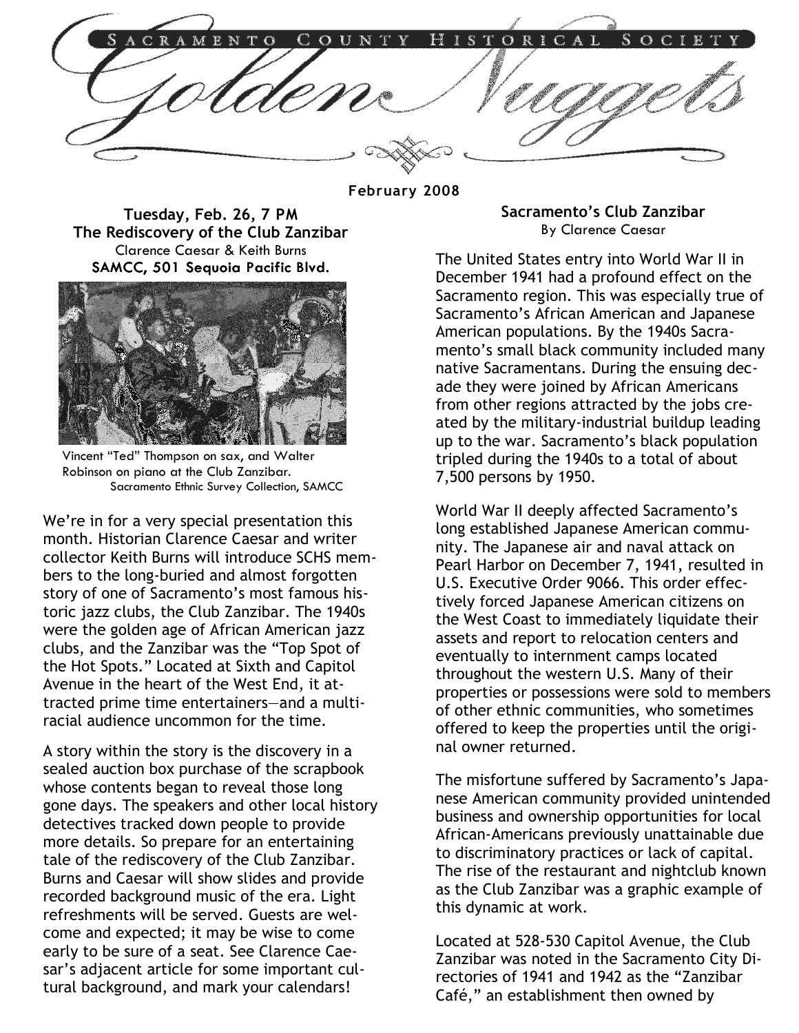# Sacramento County Historical Society

# Golden Nuggets

February 2008

### Tuesday, Feb. 26, 7 PM
### The Rediscovery of the Club Zanzibar

Clarence Caesar & Keith Burns

**SAMCC, 501 Sequoia Pacific Blvd.**

Vincent "Ted" Thompson on sax, and Walter Robinson on piano at the Club Zanzibar.
Sacramento Ethnic Survey Collection, SAMCC

We're in for a very special presentation this month. Historian Clarence Caesar and writer collector Keith Burns will introduce SCHS members to the long-buried and almost forgotten story of one of Sacramento's most famous historic jazz clubs, the Club Zanzibar. The 1940s were the golden age of African American jazz clubs, and the Zanzibar was the "Top Spot of the Hot Spots." Located at Sixth and Capitol Avenue in the heart of the West End, it attracted prime time entertainers—and a multi-racial audience uncommon for the time.

A story within the story is the discovery in a sealed auction box purchase of the scrapbook whose contents began to reveal those long gone days. The speakers and other local history detectives tracked down people to provide more details. So prepare for an entertaining tale of the rediscovery of the Club Zanzibar. Burns and Caesar will show slides and provide recorded background music of the era. Light refreshments will be served. Guests are welcome and expected; it may be wise to come early to be sure of a seat. See Clarence Caesar's adjacent article for some important cultural background, and mark your calendars!

### Sacramento's Club Zanzibar

By Clarence Caesar

The United States entry into World War II in December 1941 had a profound effect on the Sacramento region. This was especially true of Sacramento's African American and Japanese American populations. By the 1940s Sacramento's small black community included many native Sacramentans. During the ensuing decade they were joined by African Americans from other regions attracted by the jobs created by the military-industrial buildup leading up to the war. Sacramento's black population tripled during the 1940s to a total of about 7,500 persons by 1950.

World War II deeply affected Sacramento's long established Japanese American community. The Japanese air and naval attack on Pearl Harbor on December 7, 1941, resulted in U.S. Executive Order 9066. This order effectively forced Japanese American citizens on the West Coast to immediately liquidate their assets and report to relocation centers and eventually to internment camps located throughout the western U.S. Many of their properties or possessions were sold to members of other ethnic communities, who sometimes offered to keep the properties until the original owner returned.

The misfortune suffered by Sacramento's Japanese American community provided unintended business and ownership opportunities for local African-Americans previously unattainable due to discriminatory practices or lack of capital. The rise of the restaurant and nightclub known as the Club Zanzibar was a graphic example of this dynamic at work.

Located at 528-530 Capitol Avenue, the Club Zanzibar was noted in the Sacramento City Directories of 1941 and 1942 as the "Zanzibar Café," an establishment then owned by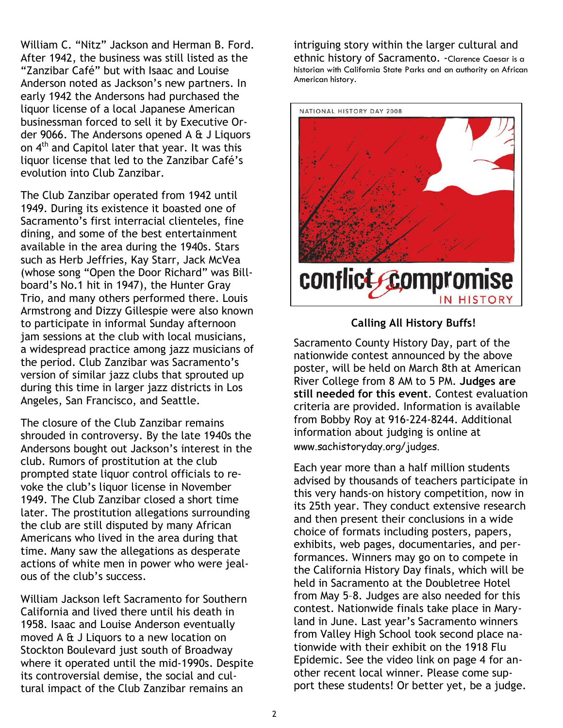William C. "Nitz" Jackson and Herman B. Ford. After 1942, the business was still listed as the "Zanzibar Café" but with Isaac and Louise Anderson noted as Jackson's new partners. In early 1942 the Andersons had purchased the liquor license of a local Japanese American businessman forced to sell it by Executive Order 9066. The Andersons opened A & J Liquors on 4th and Capitol later that year. It was this liquor license that led to the Zanzibar Café's evolution into Club Zanzibar.

The Club Zanzibar operated from 1942 until 1949. During its existence it boasted one of Sacramento's first interracial clienteles, fine dining, and some of the best entertainment available in the area during the 1940s. Stars such as Herb Jeffries, Kay Starr, Jack McVea (whose song "Open the Door Richard" was Billboard's No.1 hit in 1947), the Hunter Gray Trio, and many others performed there. Louis Armstrong and Dizzy Gillespie were also known to participate in informal Sunday afternoon jam sessions at the club with local musicians, a widespread practice among jazz musicians of the period. Club Zanzibar was Sacramento's version of similar jazz clubs that sprouted up during this time in larger jazz districts in Los Angeles, San Francisco, and Seattle.

The closure of the Club Zanzibar remains shrouded in controversy. By the late 1940s the Andersons bought out Jackson's interest in the club. Rumors of prostitution at the club prompted state liquor control officials to revoke the club's liquor license in November 1949. The Club Zanzibar closed a short time later. The prostitution allegations surrounding the club are still disputed by many African Americans who lived in the area during that time. Many saw the allegations as desperate actions of white men in power who were jealous of the club's success.

William Jackson left Sacramento for Southern California and lived there until his death in 1958. Isaac and Louise Anderson eventually moved A & J Liquors to a new location on Stockton Boulevard just south of Broadway where it operated until the mid-1990s. Despite its controversial demise, the social and cultural impact of the Club Zanzibar remains an intriguing story within the larger cultural and ethnic history of Sacramento. -Clarence Caesar is a historian with California State Parks and an authority on African American history.

NATIONAL HISTORY DAY 2008

conflict & compromise IN HISTORY

**Calling All History Buffs!**

Sacramento County History Day, part of the nationwide contest announced by the above poster, will be held on March 8th at American River College from 8 AM to 5 PM. **Judges are still needed for this event**. Contest evaluation criteria are provided. Information is available from Bobby Roy at 916-224-8244. Additional information about judging is online at www.sachistoryday.org/judges.

Each year more than a half million students advised by thousands of teachers participate in this very hands-on history competition, now in its 25th year. They conduct extensive research and then present their conclusions in a wide choice of formats including posters, papers, exhibits, web pages, documentaries, and performances. Winners may go on to compete in the California History Day finals, which will be held in Sacramento at the Doubletree Hotel from May 5–8. Judges are also needed for this contest. Nationwide finals take place in Maryland in June. Last year's Sacramento winners from Valley High School took second place nationwide with their exhibit on the 1918 Flu Epidemic. See the video link on page 4 for another recent local winner. Please come support these students! Or better yet, be a judge.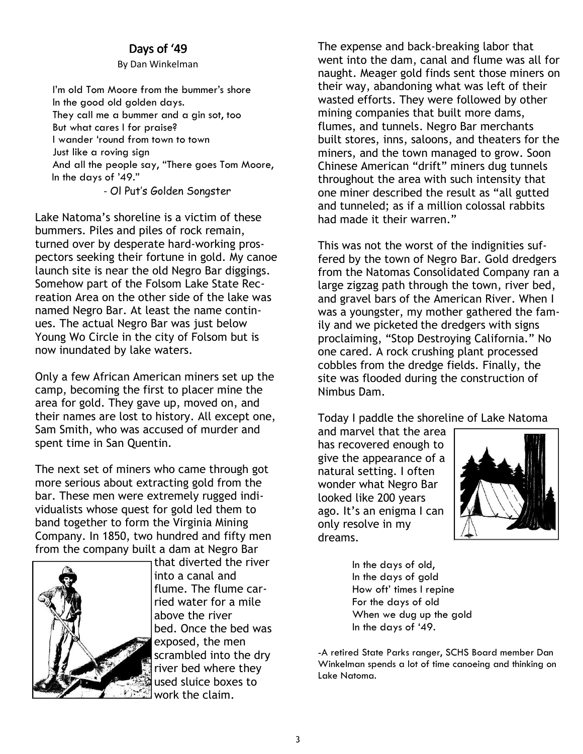# Days of '49

By Dan Winkelman

> I'm old Tom Moore from the bummer's shore
> In the good old golden days.
> They call me a bummer and a gin sot, too
> But what cares I for praise?
> I wander 'round from town to town
> Just like a roving sign
> And all the people say, "There goes Tom Moore,
> In the days of '49."
>
> \- Ol Put's Golden Songster

Lake Natoma's shoreline is a victim of these bummers. Piles and piles of rock remain, turned over by desperate hard-working prospectors seeking their fortune in gold. My canoe launch site is near the old Negro Bar diggings. Somehow part of the Folsom Lake State Recreation Area on the other side of the lake was named Negro Bar. At least the name continues. The actual Negro Bar was just below Young Wo Circle in the city of Folsom but is now inundated by lake waters.

Only a few African American miners set up the camp, becoming the first to placer mine the area for gold. They gave up, moved on, and their names are lost to history. All except one, Sam Smith, who was accused of murder and spent time in San Quentin.

The next set of miners who came through got more serious about extracting gold from the bar. These men were extremely rugged individualists whose quest for gold led them to band together to form the Virginia Mining Company. In 1850, two hundred and fifty men from the company built a dam at Negro Bar that diverted the river into a canal and flume. The flume carried water for a mile above the river bed. Once the bed was exposed, the men scrambled into the dry river bed where they used sluice boxes to work the claim.

The expense and back-breaking labor that went into the dam, canal and flume was all for naught. Meager gold finds sent those miners on their way, abandoning what was left of their wasted efforts. They were followed by other mining companies that built more dams, flumes, and tunnels. Negro Bar merchants built stores, inns, saloons, and theaters for the miners, and the town managed to grow. Soon Chinese American "drift" miners dug tunnels throughout the area with such intensity that one miner described the result as "all gutted and tunneled; as if a million colossal rabbits had made it their warren."

This was not the worst of the indignities suffered by the town of Negro Bar. Gold dredgers from the Natomas Consolidated Company ran a large zigzag path through the town, river bed, and gravel bars of the American River. When I was a youngster, my mother gathered the family and we picketed the dredgers with signs proclaiming, "Stop Destroying California." No one cared. A rock crushing plant processed cobbles from the dredge fields. Finally, the site was flooded during the construction of Nimbus Dam.

Today I paddle the shoreline of Lake Natoma and marvel that the area has recovered enough to give the appearance of a natural setting. I often wonder what Negro Bar looked like 200 years ago. It's an enigma I can only resolve in my dreams.

> In the days of old,
> In the days of gold
> How oft' times I repine
> For the days of old
> When we dug up the gold
> In the days of '49.

-A retired State Parks ranger, SCHS Board member Dan Winkelman spends a lot of time canoeing and thinking on Lake Natoma.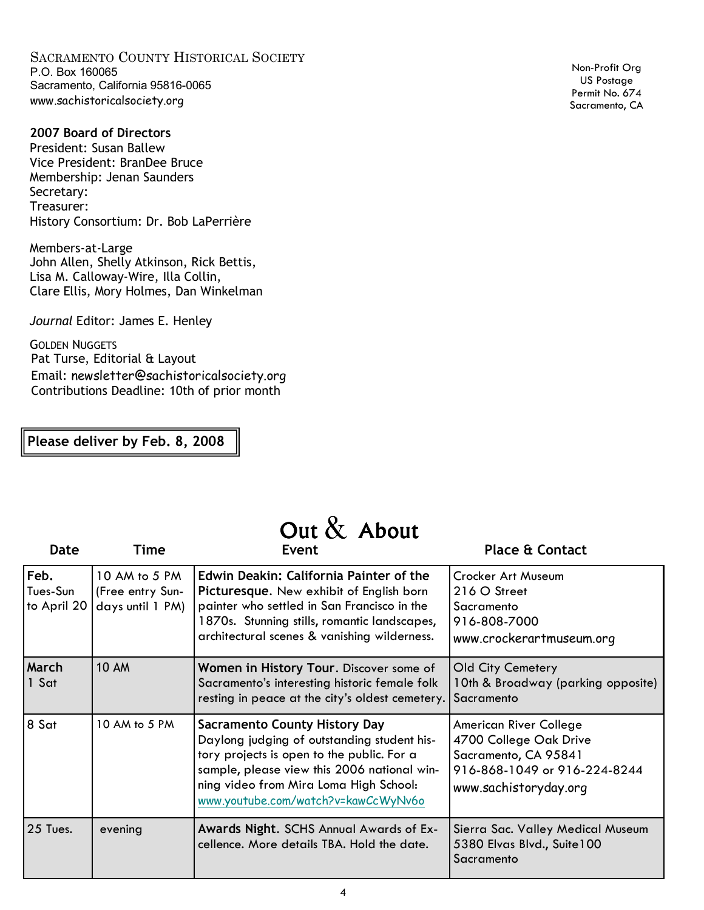SACRAMENTO COUNTY HISTORICAL SOCIETY
P.O. Box 160065
Sacramento, California 95816-0065
www.sachistoricalsociety.org

Non-Profit Org
US Postage
Permit No. 674
Sacramento, CA

**2007 Board of Directors**
President: Susan Ballew
Vice President: BranDee Bruce
Membership: Jenan Saunders
Secretary:
Treasurer:
History Consortium: Dr. Bob LaPerrière

Members-at-Large
John Allen, Shelly Atkinson, Rick Bettis,
Lisa M. Calloway-Wire, Illa Collin,
Clare Ellis, Mory Holmes, Dan Winkelman

*Journal* Editor: James E. Henley

GOLDEN NUGGETS
Pat Turse, Editorial & Layout
Email: newsletter@sachistoricalsociety.org
Contributions Deadline: 10th of prior month

**Please deliver by Feb. 8, 2008**

# Out & About

| Date | Time | Event | Place & Contact |
|---|---|---|---|
| **Feb.** Tues-Sun to April 20 | 10 AM to 5 PM (Free entry Sundays until 1 PM) | **Edwin Deakin: California Painter of the Picturesque**. New exhibit of English born painter who settled in San Francisco in the 1870s. Stunning stills, romantic landscapes, architectural scenes & vanishing wilderness. | Crocker Art Museum 216 O Street Sacramento 916-808-7000 www.crockerartmuseum.org |
| **March** 1 Sat | 10 AM | **Women in History Tour**. Discover some of Sacramento's interesting historic female folk resting in peace at the city's oldest cemetery. | Old City Cemetery 10th & Broadway (parking opposite) Sacramento |
| 8 Sat | 10 AM to 5 PM | **Sacramento County History Day** Daylong judging of outstanding student history projects is open to the public. For a sample, please view this 2006 national winning video from Mira Loma High School: www.youtube.com/watch?v=kawCcWyNv6o | American River College 4700 College Oak Drive Sacramento, CA 95841 916-868-1049 or 916-224-8244 www.sachistoryday.org |
| 25 Tues. | evening | **Awards Night**. SCHS Annual Awards of Excellence. More details TBA. Hold the date. | Sierra Sac. Valley Medical Museum 5380 Elvas Blvd., Suite100 Sacramento |